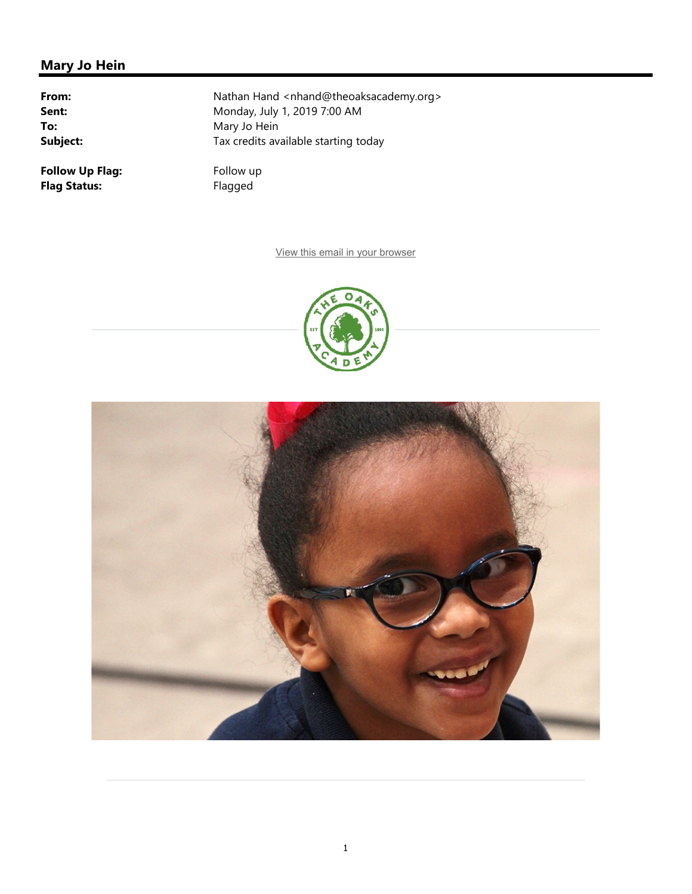## Mary Jo Hein

| | |
|---|---|
| **From:** | Nathan Hand <nhand@theoaksacademy.org> |
| **Sent:** | Monday, July 1, 2019 7:00 AM |
| **To:** | Mary Jo Hein |
| **Subject:** | Tax credits available starting today |
| **Follow Up Flag:** | Follow up |
| **Flag Status:** | Flagged |

View this email in your browser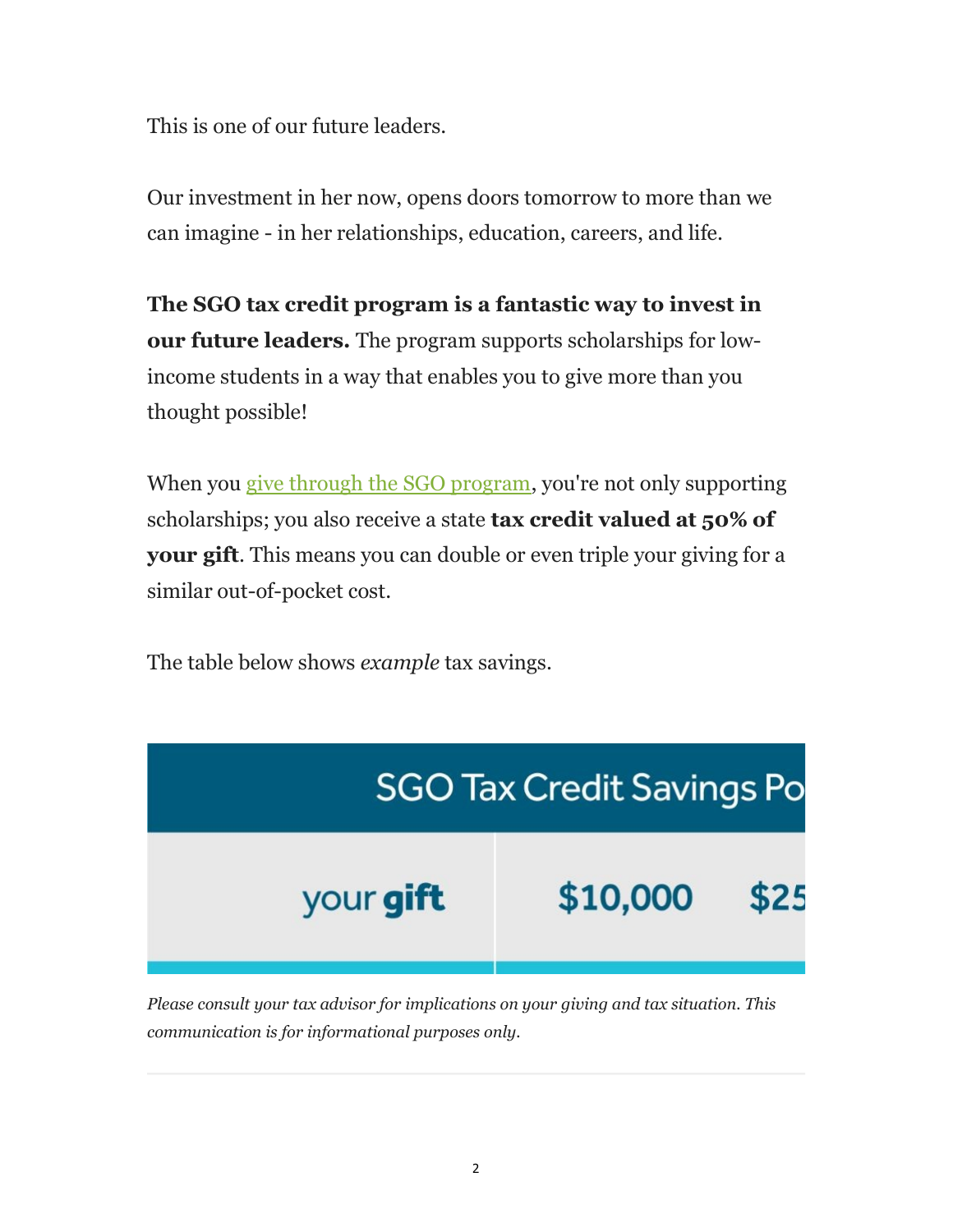This is one of our future leaders.

Our investment in her now, opens doors tomorrow to more than we can imagine - in her relationships, education, careers, and life.

**The SGO tax credit program is a fantastic way to invest in our future leaders.** The program supports scholarships for low-income students in a way that enables you to give more than you thought possible!

When you give through the SGO program, you're not only supporting scholarships; you also receive a state **tax credit valued at 50% of your gift**. This means you can double or even triple your giving for a similar out-of-pocket cost.

The table below shows *example* tax savings.

| SGO Tax Credit Savings Po | | |
|---|---|---|
| your **gift** | $10,000 | $25 |

*Please consult your tax advisor for implications on your giving and tax situation. This communication is for informational purposes only.*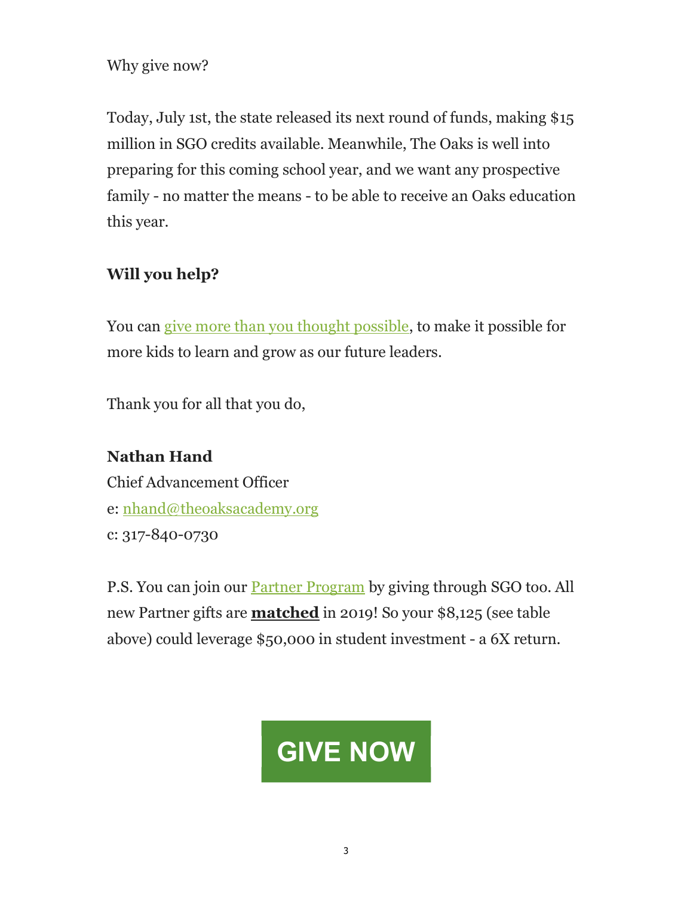Why give now?

Today, July 1st, the state released its next round of funds, making $15 million in SGO credits available. Meanwhile, The Oaks is well into preparing for this coming school year, and we want any prospective family - no matter the means - to be able to receive an Oaks education this year.

**Will you help?**

You can give more than you thought possible, to make it possible for more kids to learn and grow as our future leaders.

Thank you for all that you do,

**Nathan Hand**
Chief Advancement Officer
e: nhand@theoaksacademy.org
c: 317-840-0730

P.S. You can join our Partner Program by giving through SGO too. All new Partner gifts are **matched** in 2019! So your $8,125 (see table above) could leverage $50,000 in student investment - a 6X return.

GIVE NOW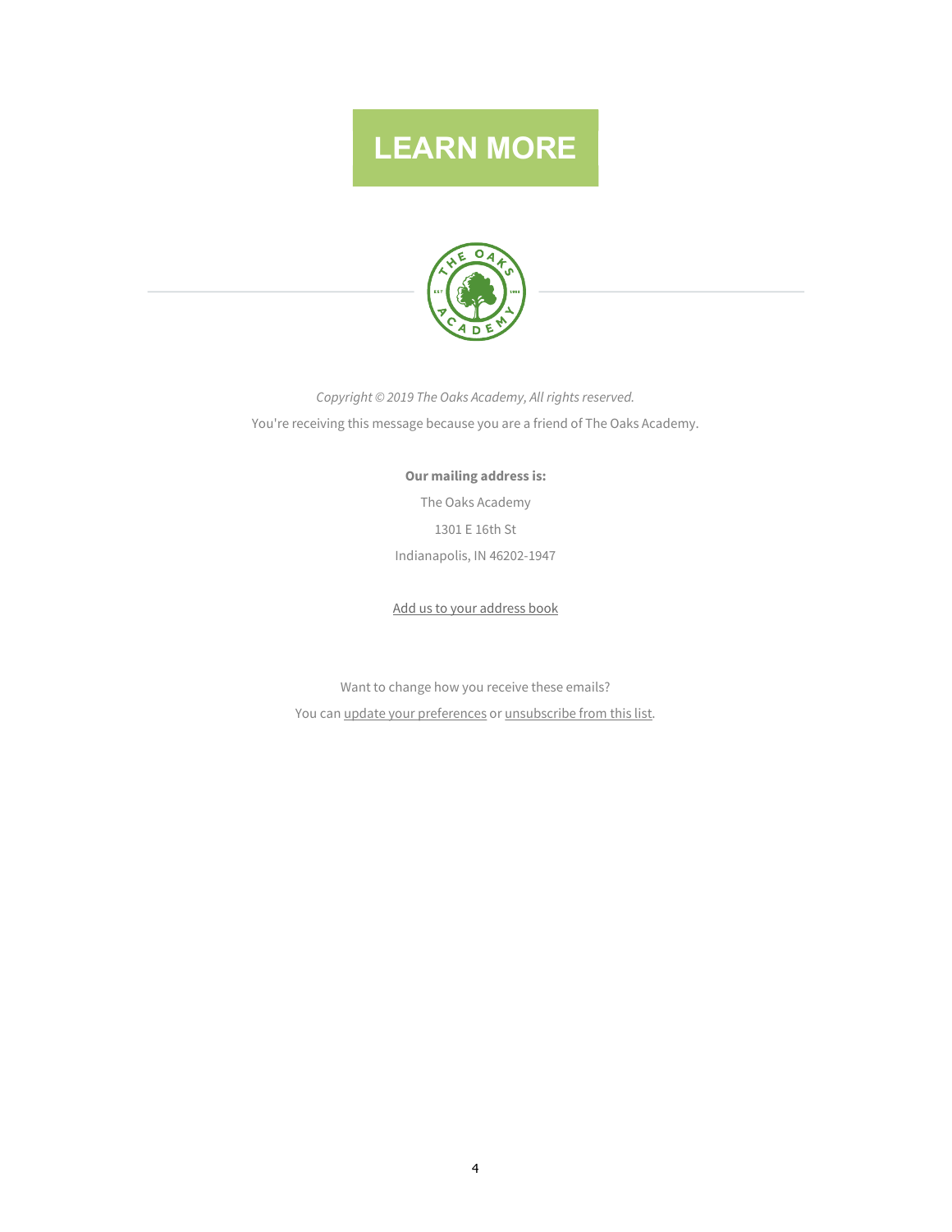**LEARN MORE**

*Copyright © 2019 The Oaks Academy, All rights reserved.*

You're receiving this message because you are a friend of The Oaks Academy.

**Our mailing address is:**

The Oaks Academy

1301 E 16th St

Indianapolis, IN 46202-1947

Add us to your address book

Want to change how you receive these emails?

You can update your preferences or unsubscribe from this list.